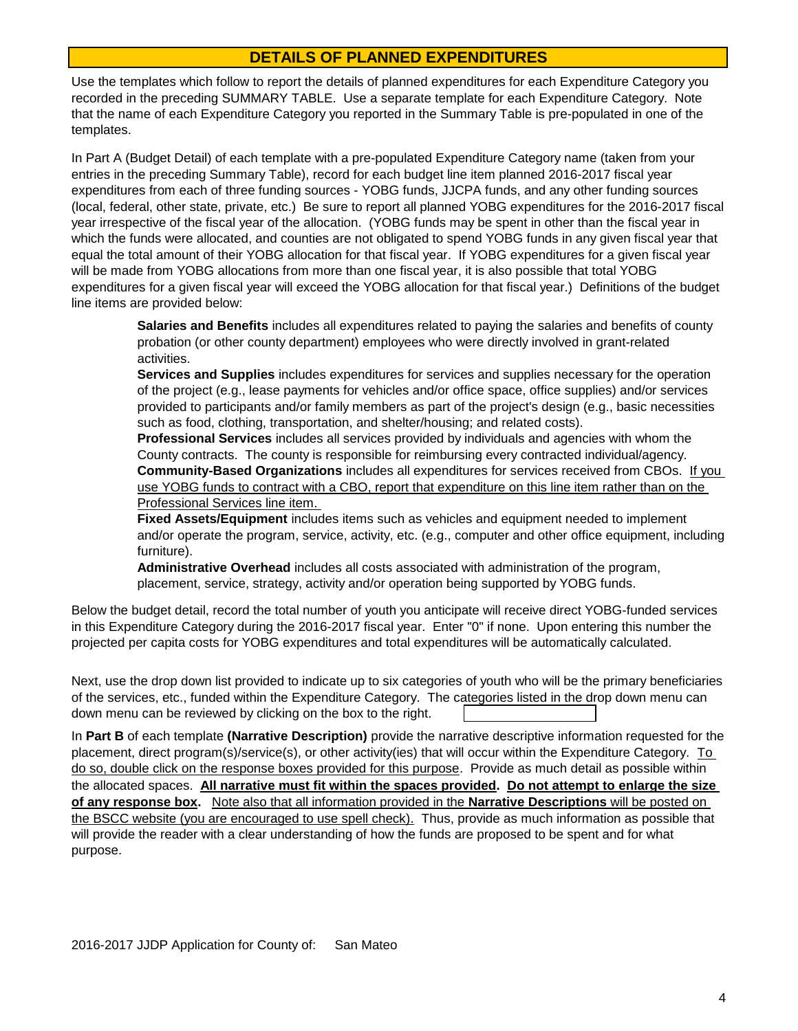# DETAILS OF PLANNED EXPENDITURES

Use the templates which follow to report the details of planned expenditures for each Expenditure Category you recorded in the preceding SUMMARY TABLE. Use a separate template for each Expenditure Category. Note that the name of each Expenditure Category you reported in the Summary Table is pre-populated in one of the templates.

In Part A (Budget Detail) of each template with a pre-populated Expenditure Category name (taken from your entries in the preceding Summary Table), record for each budget line item planned 2016-2017 fiscal year expenditures from each of three funding sources - YOBG funds, JJCPA funds, and any other funding sources (local, federal, other state, private, etc.) Be sure to report all planned YOBG expenditures for the 2016-2017 fiscal year irrespective of the fiscal year of the allocation. (YOBG funds may be spent in other than the fiscal year in which the funds were allocated, and counties are not obligated to spend YOBG funds in any given fiscal year that equal the total amount of their YOBG allocation for that fiscal year. If YOBG expenditures for a given fiscal year will be made from YOBG allocations from more than one fiscal year, it is also possible that total YOBG expenditures for a given fiscal year will exceed the YOBG allocation for that fiscal year.) Definitions of the budget line items are provided below:

> **Salaries and Benefits** includes all expenditures related to paying the salaries and benefits of county probation (or other county department) employees who were directly involved in grant-related activities.
>
> **Services and Supplies** includes expenditures for services and supplies necessary for the operation of the project (e.g., lease payments for vehicles and/or office space, office supplies) and/or services provided to participants and/or family members as part of the project's design (e.g., basic necessities such as food, clothing, transportation, and shelter/housing; and related costs).
>
> **Professional Services** includes all services provided by individuals and agencies with whom the County contracts. The county is responsible for reimbursing every contracted individual/agency.
>
> **Community-Based Organizations** includes all expenditures for services received from CBOs. <u>If you use YOBG funds to contract with a CBO, report that expenditure on this line item rather than on the Professional Services line item.</u>
>
> **Fixed Assets/Equipment** includes items such as vehicles and equipment needed to implement and/or operate the program, service, activity, etc. (e.g., computer and other office equipment, including furniture).
>
> **Administrative Overhead** includes all costs associated with administration of the program, placement, service, strategy, activity and/or operation being supported by YOBG funds.

Below the budget detail, record the total number of youth you anticipate will receive direct YOBG-funded services in this Expenditure Category during the 2016-2017 fiscal year. Enter "0" if none. Upon entering this number the projected per capita costs for YOBG expenditures and total expenditures will be automatically calculated.

Next, use the drop down list provided to indicate up to six categories of youth who will be the primary beneficiaries of the services, etc., funded within the Expenditure Category. The categories listed in the drop down menu can be reviewed by clicking on the box to the right.

In **Part B** of each template **(Narrative Description)** provide the narrative descriptive information requested for the placement, direct program(s)/service(s), or other activity(ies) that will occur within the Expenditure Category. <u>To do so, double click on the response boxes provided for this purpose</u>. Provide as much detail as possible within the allocated spaces. **<u>All narrative must fit within the spaces provided</u>. <u>Do not attempt to enlarge the size of any response box</u>.** <u>Note also that all information provided in the **Narrative Descriptions** will be posted on the BSCC website (you are encouraged to use spell check).</u> Thus, provide as much information as possible that will provide the reader with a clear understanding of how the funds are proposed to be spent and for what purpose.

2016-2017 JJDP Application for County of: San Mateo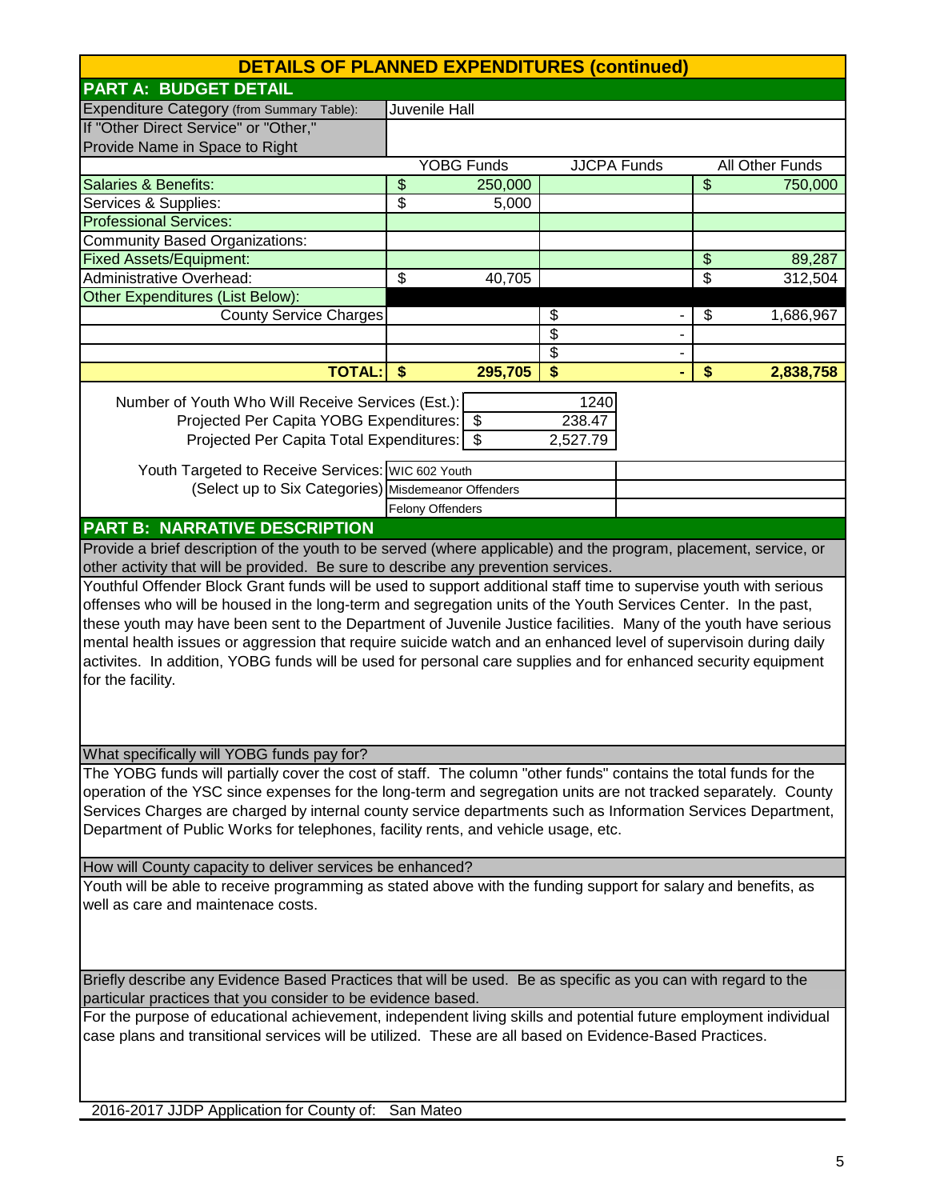# DETAILS OF PLANNED EXPENDITURES (continued)

## PART A: BUDGET DETAIL

| Expenditure Category (from Summary Table): | Juvenile Hall | | |
|---|---|---|---|
| If "Other Direct Service" or "Other," Provide Name in Space to Right | | | |
| | YOBG Funds | JJCPA Funds | All Other Funds |
| Salaries & Benefits: | $ 250,000 | | $ 750,000 |
| Services & Supplies: | $ 5,000 | | |
| Professional Services: | | | |
| Community Based Organizations: | | | |
| Fixed Assets/Equipment: | | | $ 89,287 |
| Administrative Overhead: | $ 40,705 | | $ 312,504 |
| Other Expenditures (List Below): | | | |
| County Service Charges | | $ - | $ 1,686,967 |
| | | $ - | |
| | | $ - | |
| **TOTAL:** | **$ 295,705** | **$ -** | **$ 2,838,758** |

| | |
|---|---|
| Number of Youth Who Will Receive Services (Est.): | 1240 |
| Projected Per Capita YOBG Expenditures: | $ 238.47 |
| Projected Per Capita Total Expenditures: | $ 2,527.79 |

Youth Targeted to Receive Services: (Select up to Six Categories)
- WIC 602 Youth
- Misdemeanor Offenders
- Felony Offenders

## PART B: NARRATIVE DESCRIPTION

**Provide a brief description of the youth to be served (where applicable) and the program, placement, service, or other activity that will be provided. Be sure to describe any prevention services.**

Youthful Offender Block Grant funds will be used to support additional staff time to supervise youth with serious offenses who will be housed in the long-term and segregation units of the Youth Services Center. In the past, these youth may have been sent to the Department of Juvenile Justice facilities. Many of the youth have serious mental health issues or aggression that require suicide watch and an enhanced level of supervisoin during daily activites. In addition, YOBG funds will be used for personal care supplies and for enhanced security equipment for the facility.

**What specifically will YOBG funds pay for?**

The YOBG funds will partially cover the cost of staff. The column "other funds" contains the total funds for the operation of the YSC since expenses for the long-term and segregation units are not tracked separately. County Services Charges are charged by internal county service departments such as Information Services Department, Department of Public Works for telephones, facility rents, and vehicle usage, etc.

**How will County capacity to deliver services be enhanced?**

Youth will be able to receive programming as stated above with the funding support for salary and benefits, as well as care and maintenance costs.

**Briefly describe any Evidence Based Practices that will be used. Be as specific as you can with regard to the particular practices that you consider to be evidence based.**

For the purpose of educational achievement, independent living skills and potential future employment individual case plans and transitional services will be utilized. These are all based on Evidence-Based Practices.

2016-2017 JJDP Application for County of: San Mateo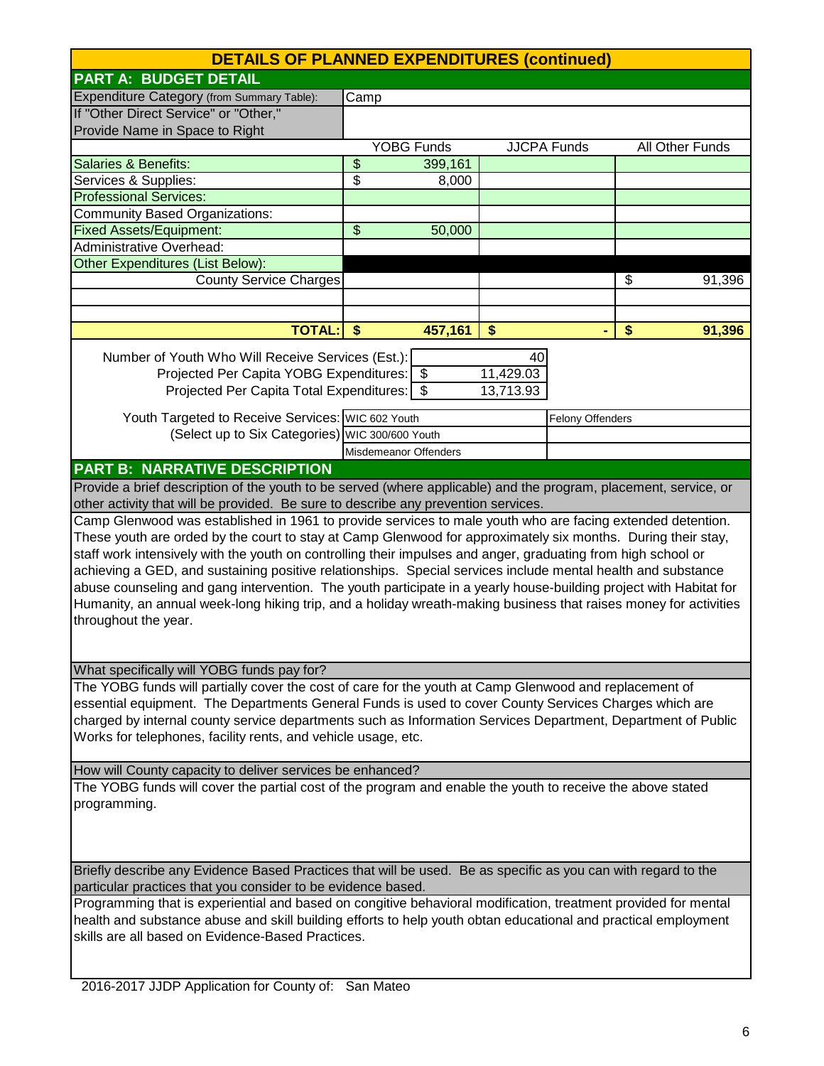# DETAILS OF PLANNED EXPENDITURES (continued)

## PART A: BUDGET DETAIL

| | | | |
|---|---|---|---|
| Expenditure Category (from Summary Table): | Camp | | |
| If "Other Direct Service" or "Other," Provide Name in Space to Right | | | |
| | YOBG Funds | JJCPA Funds | All Other Funds |
| Salaries & Benefits: | $ 399,161 | | |
| Services & Supplies: | $ 8,000 | | |
| Professional Services: | | | |
| Community Based Organizations: | | | |
| Fixed Assets/Equipment: | $ 50,000 | | |
| Administrative Overhead: | | | |
| Other Expenditures (List Below): | | | |
| County Service Charges | | | $ 91,396 |
| | | | |
| | | | |
| **TOTAL:** | **$ 457,161** | **$ -** | **$ 91,396** |

| | |
|---|---|
| Number of Youth Who Will Receive Services (Est.): | 40 |
| Projected Per Capita YOBG Expenditures: | $ 11,429.03 |
| Projected Per Capita Total Expenditures: | $ 13,713.93 |

| Youth Targeted to Receive Services: (Select up to Six Categories) | | |
|---|---|---|
| | WIC 602 Youth | Felony Offenders |
| | WIC 300/600 Youth | |
| | Misdemeanor Offenders | |

## PART B: NARRATIVE DESCRIPTION

**Provide a brief description of the youth to be served (where applicable) and the program, placement, service, or other activity that will be provided. Be sure to describe any prevention services.**

Camp Glenwood was established in 1961 to provide services to male youth who are facing extended detention. These youth are orded by the court to stay at Camp Glenwood for approximately six months. During their stay, staff work intensively with the youth on controlling their impulses and anger, graduating from high school or achieving a GED, and sustaining positive relationships. Special services include mental health and substance abuse counseling and gang intervention. The youth participate in a yearly house-building project with Habitat for Humanity, an annual week-long hiking trip, and a holiday wreath-making business that raises money for activities throughout the year.

**What specifically will YOBG funds pay for?**

The YOBG funds will partially cover the cost of care for the youth at Camp Glenwood and replacement of essential equipment. The Departments General Funds is used to cover County Services Charges which are charged by internal county service departments such as Information Services Department, Department of Public Works for telephones, facility rents, and vehicle usage, etc.

**How will County capacity to deliver services be enhanced?**

The YOBG funds will cover the partial cost of the program and enable the youth to receive the above stated programming.

**Briefly describe any Evidence Based Practices that will be used. Be as specific as you can with regard to the particular practices that you consider to be evidence based.**

Programming that is experiential and based on congitive behavioral modification, treatment provided for mental health and substance abuse and skill building efforts to help youth obtan educational and practical employment skills are all based on Evidence-Based Practices.

2016-2017 JJDP Application for County of: San Mateo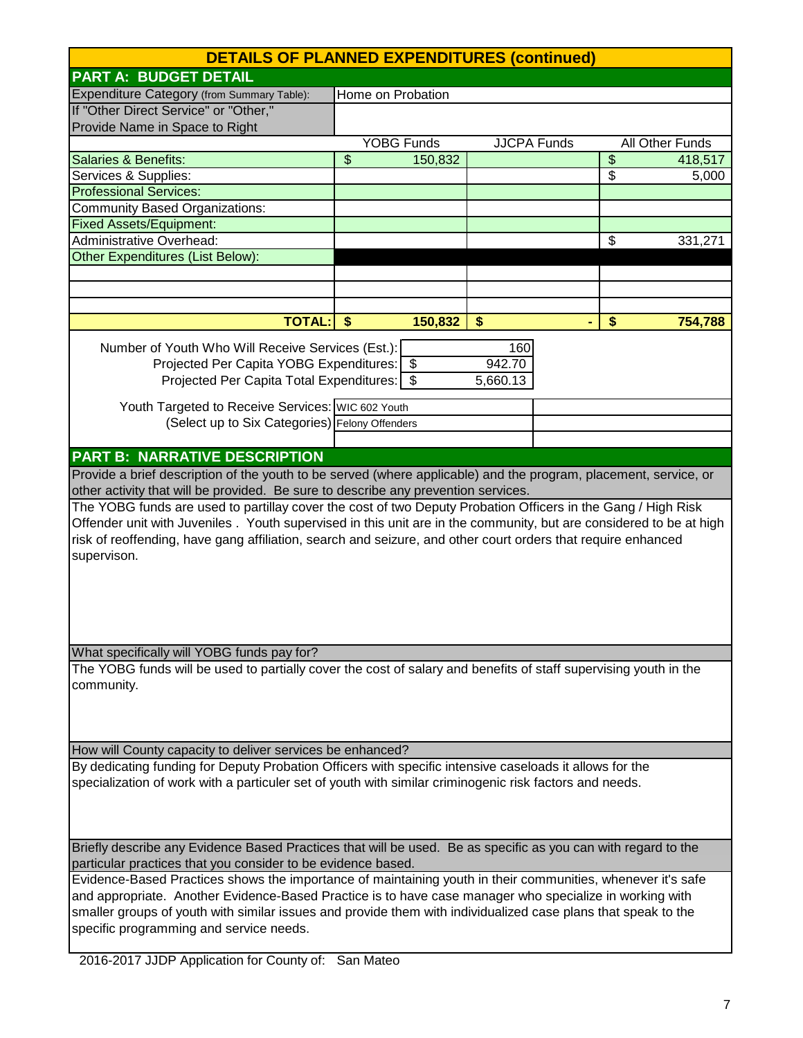## DETAILS OF PLANNED EXPENDITURES (continued)

### PART A: BUDGET DETAIL

| Expenditure Category (from Summary Table): | Home on Probation | | |
|---|---|---|---|
| If "Other Direct Service" or "Other," Provide Name in Space to Right | | | |
| | YOBG Funds | JJCPA Funds | All Other Funds |
| Salaries & Benefits: | $ 150,832 | | $ 418,517 |
| Services & Supplies: | | | $ 5,000 |
| Professional Services: | | | |
| Community Based Organizations: | | | |
| Fixed Assets/Equipment: | | | |
| Administrative Overhead: | | | $ 331,271 |
| Other Expenditures (List Below): | | | |
| | | | |
| | | | |
| | | | |
| **TOTAL:** | **$ 150,832** | **$ -** | **$ 754,788** |

| | |
|---|---|
| Number of Youth Who Will Receive Services (Est.): | 160 |
| Projected Per Capita YOBG Expenditures: | $ 942.70 |
| Projected Per Capita Total Expenditures: | $ 5,660.13 |

Youth Targeted to Receive Services: (Select up to Six Categories)

| | |
|---|---|
| WIC 602 Youth | |
| Felony Offenders | |
| | |

### PART B: NARRATIVE DESCRIPTION

**Provide a brief description of the youth to be served (where applicable) and the program, placement, service, or other activity that will be provided. Be sure to describe any prevention services.**

The YOBG funds are used to partillay cover the cost of two Deputy Probation Officers in the Gang / High Risk Offender unit with Juveniles . Youth supervised in this unit are in the community, but are considered to be at high risk of reoffending, have gang affiliation, search and seizure, and other court orders that require enhanced supervison.

**What specifically will YOBG funds pay for?**

The YOBG funds will be used to partially cover the cost of salary and benefits of staff supervising youth in the community.

**How will County capacity to deliver services be enhanced?**

By dedicating funding for Deputy Probation Officers with specific intensive caseloads it allows for the specialization of work with a particuler set of youth with similar criminogenic risk factors and needs.

**Briefly describe any Evidence Based Practices that will be used. Be as specific as you can with regard to the particular practices that you consider to be evidence based.**

Evidence-Based Practices shows the importance of maintaining youth in their communities, whenever it's safe and appropriate. Another Evidence-Based Practice is to have case manager who specialize in working with smaller groups of youth with similar issues and provide them with individualized case plans that speak to the specific programming and service needs.

2016-2017 JJDP Application for County of: San Mateo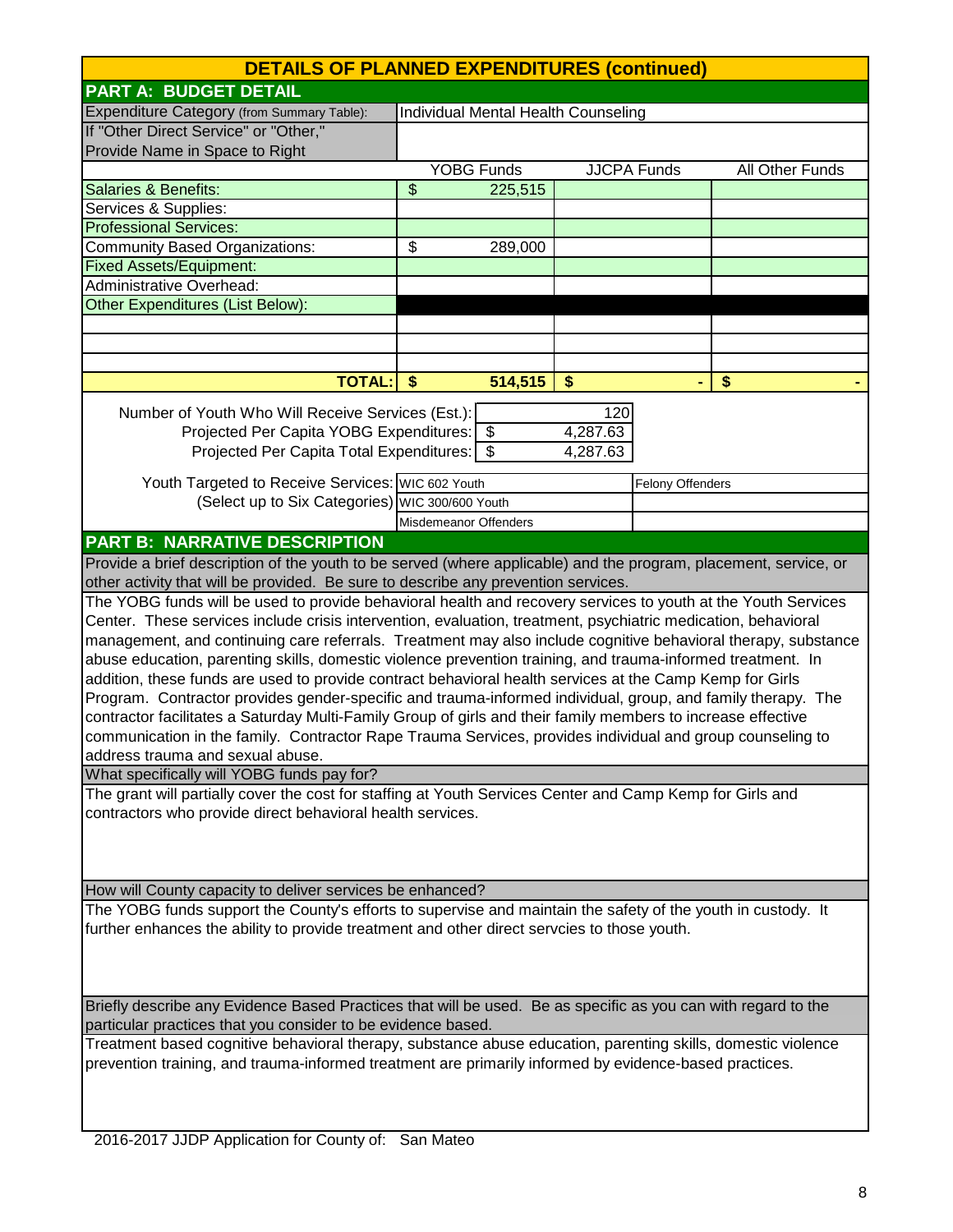## DETAILS OF PLANNED EXPENDITURES (continued)

### PART A: BUDGET DETAIL

| Expenditure Category (from Summary Table): | Individual Mental Health Counseling | | |
|---|---|---|---|
| If "Other Direct Service" or "Other," Provide Name in Space to Right | | | |
| | YOBG Funds | JJCPA Funds | All Other Funds |
| Salaries & Benefits: | $ 225,515 | | |
| Services & Supplies: | | | |
| Professional Services: | | | |
| Community Based Organizations: | $ 289,000 | | |
| Fixed Assets/Equipment: | | | |
| Administrative Overhead: | | | |
| Other Expenditures (List Below): | | | |
| | | | |
| | | | |
| | | | |
| **TOTAL:** | **$ 514,515** | **$ -** | **$ -** |

| | |
|---|---|
| Number of Youth Who Will Receive Services (Est.): | 120 |
| Projected Per Capita YOBG Expenditures: | $ 4,287.63 |
| Projected Per Capita Total Expenditures: | $ 4,287.63 |

| Youth Targeted to Receive Services: (Select up to Six Categories) | | |
|---|---|---|
| | WIC 602 Youth | Felony Offenders |
| | WIC 300/600 Youth | |
| | Misdemeanor Offenders | |

### PART B: NARRATIVE DESCRIPTION

**Provide a brief description of the youth to be served (where applicable) and the program, placement, service, or other activity that will be provided. Be sure to describe any prevention services.**

The YOBG funds will be used to provide behavioral health and recovery services to youth at the Youth Services Center. These services include crisis intervention, evaluation, treatment, psychiatric medication, behavioral management, and continuing care referrals. Treatment may also include cognitive behavioral therapy, substance abuse education, parenting skills, domestic violence prevention training, and trauma-informed treatment. In addition, these funds are used to provide contract behavioral health services at the Camp Kemp for Girls Program. Contractor provides gender-specific and trauma-informed individual, group, and family therapy. The contractor facilitates a Saturday Multi-Family Group of girls and their family members to increase effective communication in the family. Contractor Rape Trauma Services, provides individual and group counseling to address trauma and sexual abuse.

**What specifically will YOBG funds pay for?**

The grant will partially cover the cost for staffing at Youth Services Center and Camp Kemp for Girls and contractors who provide direct behavioral health services.

**How will County capacity to deliver services be enhanced?**

The YOBG funds support the County's efforts to supervise and maintain the safety of the youth in custody. It further enhances the ability to provide treatment and other direct servcies to those youth.

**Briefly describe any Evidence Based Practices that will be used. Be as specific as you can with regard to the particular practices that you consider to be evidence based.**

Treatment based cognitive behavioral therapy, substance abuse education, parenting skills, domestic violence prevention training, and trauma-informed treatment are primarily informed by evidence-based practices.

2016-2017 JJDP Application for County of: San Mateo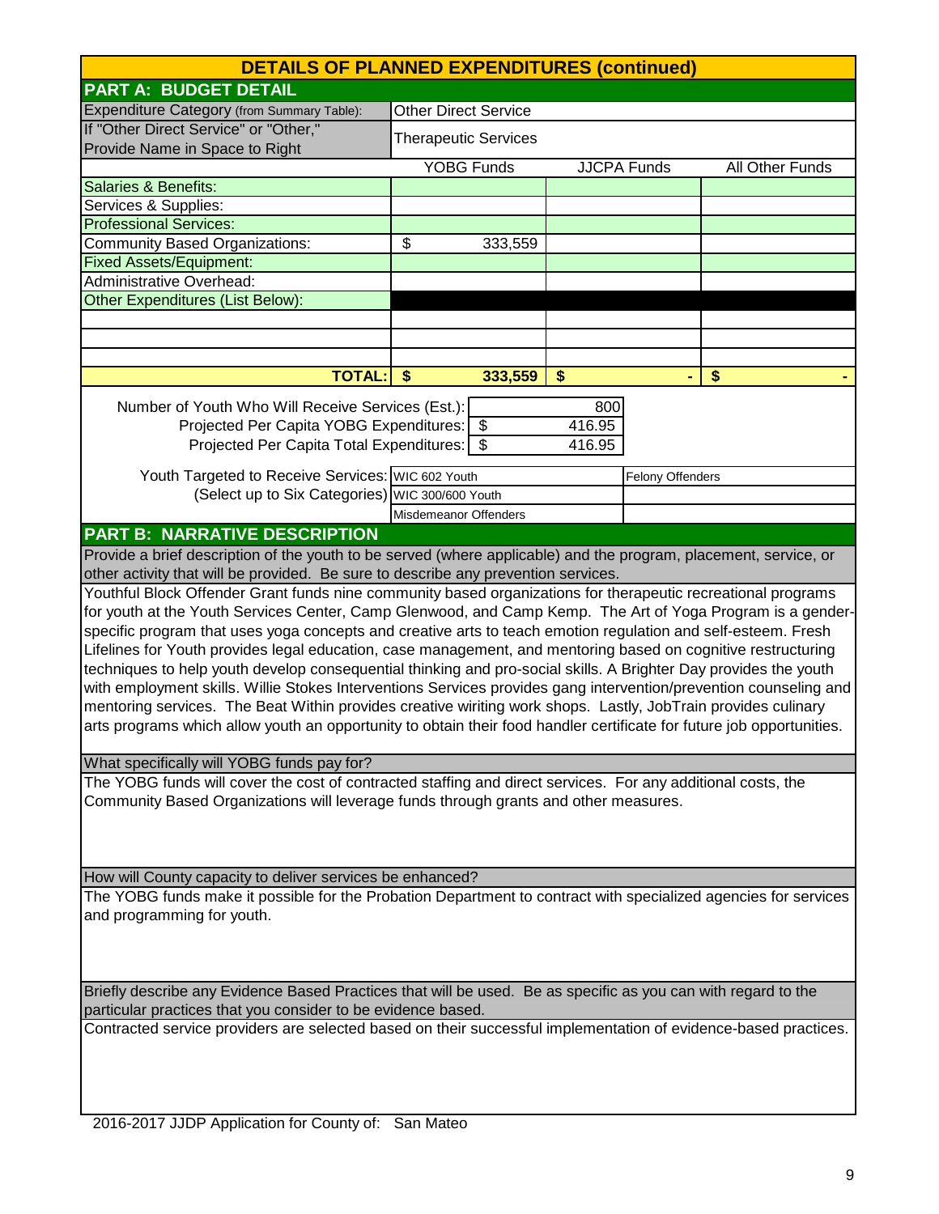## DETAILS OF PLANNED EXPENDITURES (continued)

### PART A: BUDGET DETAIL

| Expenditure Category (from Summary Table): | Other Direct Service | | |
|---|---|---|---|
| If "Other Direct Service" or "Other," Provide Name in Space to Right | Therapeutic Services | | |
| | YOBG Funds | JJCPA Funds | All Other Funds |
| Salaries & Benefits: | | | |
| Services & Supplies: | | | |
| Professional Services: | | | |
| Community Based Organizations: | $ 333,559 | | |
| Fixed Assets/Equipment: | | | |
| Administrative Overhead: | | | |
| Other Expenditures (List Below): | | | |
| | | | |
| | | | |
| | | | |
| **TOTAL:** | **$ 333,559** | **$ -** | **$ -** |

| | |
|---|---|
| Number of Youth Who Will Receive Services (Est.): | 800 |
| Projected Per Capita YOBG Expenditures: | $ 416.95 |
| Projected Per Capita Total Expenditures: | $ 416.95 |

| Youth Targeted to Receive Services: (Select up to Six Categories) | | |
|---|---|---|
| | WIC 602 Youth | Felony Offenders |
| | WIC 300/600 Youth | |
| | Misdemeanor Offenders | |

### PART B: NARRATIVE DESCRIPTION

**Provide a brief description of the youth to be served (where applicable) and the program, placement, service, or other activity that will be provided. Be sure to describe any prevention services.**

Youthful Block Offender Grant funds nine community based organizations for therapeutic recreational programs for youth at the Youth Services Center, Camp Glenwood, and Camp Kemp. The Art of Yoga Program is a gender-specific program that uses yoga concepts and creative arts to teach emotion regulation and self-esteem. Fresh Lifelines for Youth provides legal education, case management, and mentoring based on cognitive restructuring techniques to help youth develop consequential thinking and pro-social skills. A Brighter Day provides the youth with employment skills. Willie Stokes Interventions Services provides gang intervention/prevention counseling and mentoring services. The Beat Within provides creative wiriting work shops. Lastly, JobTrain provides culinary arts programs which allow youth an opportunity to obtain their food handler certificate for future job opportunities.

**What specifically will YOBG funds pay for?**

The YOBG funds will cover the cost of contracted staffing and direct services. For any additional costs, the Community Based Organizations will leverage funds through grants and other measures.

**How will County capacity to deliver services be enhanced?**

The YOBG funds make it possible for the Probation Department to contract with specialized agencies for services and programming for youth.

**Briefly describe any Evidence Based Practices that will be used. Be as specific as you can with regard to the particular practices that you consider to be evidence based.**

Contracted service providers are selected based on their successful implementation of evidence-based practices.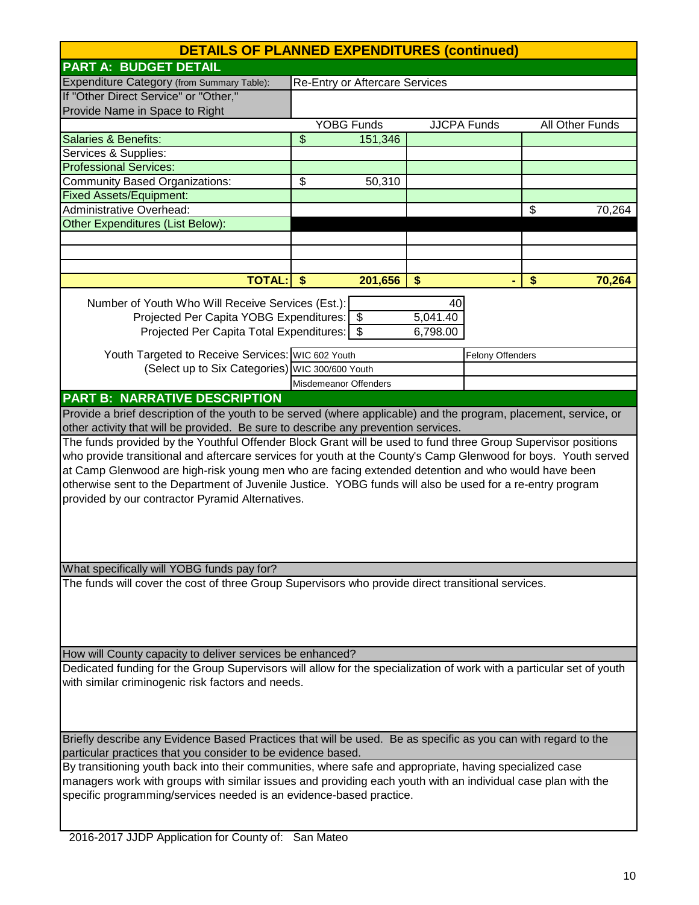## DETAILS OF PLANNED EXPENDITURES (continued)

### PART A: BUDGET DETAIL

| | | | |
|---|---|---|---|
| Expenditure Category (from Summary Table): | Re-Entry or Aftercare Services | | |
| If "Other Direct Service" or "Other," Provide Name in Space to Right | | | |
| | YOBG Funds | JJCPA Funds | All Other Funds |
| Salaries & Benefits: | $ 151,346 | | |
| Services & Supplies: | | | |
| Professional Services: | | | |
| Community Based Organizations: | $ 50,310 | | |
| Fixed Assets/Equipment: | | | |
| Administrative Overhead: | | | $ 70,264 |
| Other Expenditures (List Below): | | | |
| | | | |
| | | | |
| | | | |
| **TOTAL:** | **$ 201,656** | **$ -** | **$ 70,264** |

| | |
|---|---|
| Number of Youth Who Will Receive Services (Est.): | 40 |
| Projected Per Capita YOBG Expenditures: | $ 5,041.40 |
| Projected Per Capita Total Expenditures: | $ 6,798.00 |

| | | |
|---|---|---|
| Youth Targeted to Receive Services: | WIC 602 Youth | Felony Offenders |
| (Select up to Six Categories) | WIC 300/600 Youth | |
| | Misdemeanor Offenders | |

### PART B: NARRATIVE DESCRIPTION

**Provide a brief description of the youth to be served (where applicable) and the program, placement, service, or other activity that will be provided. Be sure to describe any prevention services.**

The funds provided by the Youthful Offender Block Grant will be used to fund three Group Supervisor positions who provide transitional and aftercare services for youth at the County's Camp Glenwood for boys. Youth served at Camp Glenwood are high-risk young men who are facing extended detention and who would have been otherwise sent to the Department of Juvenile Justice. YOBG funds will also be used for a re-entry program provided by our contractor Pyramid Alternatives.

**What specifically will YOBG funds pay for?**

The funds will cover the cost of three Group Supervisors who provide direct transitional services.

**How will County capacity to deliver services be enhanced?**

Dedicated funding for the Group Supervisors will allow for the specialization of work with a particular set of youth with similar criminogenic risk factors and needs.

**Briefly describe any Evidence Based Practices that will be used. Be as specific as you can with regard to the particular practices that you consider to be evidence based.**

By transitioning youth back into their communities, where safe and appropriate, having specialized case managers work with groups with similar issues and providing each youth with an individual case plan with the specific programming/services needed is an evidence-based practice.

2016-2017 JJDP Application for County of: San Mateo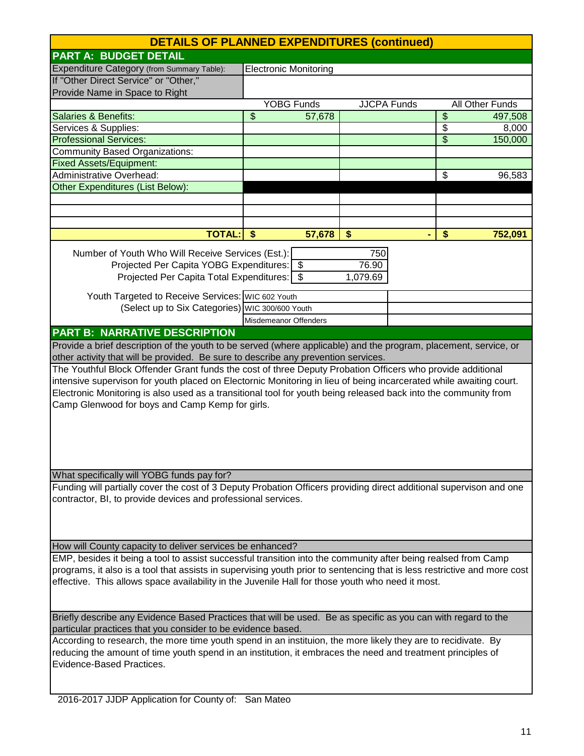# DETAILS OF PLANNED EXPENDITURES (continued)

## PART A: BUDGET DETAIL

| Expenditure Category (from Summary Table): | Electronic Monitoring | | |
|---|---|---|---|
| If "Other Direct Service" or "Other," Provide Name in Space to Right | | | |
| | YOBG Funds | JJCPA Funds | All Other Funds |
| Salaries & Benefits: | $ 57,678 | | $ 497,508 |
| Services & Supplies: | | | $ 8,000 |
| Professional Services: | | | $ 150,000 |
| Community Based Organizations: | | | |
| Fixed Assets/Equipment: | | | |
| Administrative Overhead: | | | $ 96,583 |
| Other Expenditures (List Below): | | | |
| | | | |
| | | | |
| | | | |
| **TOTAL:** | **$ 57,678** | **$ -** | **$ 752,091** |

| | |
|---|---|
| Number of Youth Who Will Receive Services (Est.): | 750 |
| Projected Per Capita YOBG Expenditures: | $ 76.90 |
| Projected Per Capita Total Expenditures: | $ 1,079.69 |

Youth Targeted to Receive Services: (Select up to Six Categories)

- WIC 602 Youth
- WIC 300/600 Youth
- Misdemeanor Offenders

## PART B: NARRATIVE DESCRIPTION

**Provide a brief description of the youth to be served (where applicable) and the program, placement, service, or other activity that will be provided. Be sure to describe any prevention services.**

The Youthful Block Offender Grant funds the cost of three Deputy Probation Officers who provide additional intensive supervison for youth placed on Electornic Monitoring in lieu of being incarcerated while awaiting court. Electronic Monitoring is also used as a transitional tool for youth being released back into the community from Camp Glenwood for boys and Camp Kemp for girls.

**What specifically will YOBG funds pay for?**

Funding will partially cover the cost of 3 Deputy Probation Officers providing direct additional supervison and one contractor, BI, to provide devices and professional services.

**How will County capacity to deliver services be enhanced?**

EMP, besides it being a tool to assist successful transition into the community after being realsed from Camp programs, it also is a tool that assists in supervising youth prior to sentencing that is less restrictive and more cost effective. This allows space availability in the Juvenile Hall for those youth who need it most.

**Briefly describe any Evidence Based Practices that will be used. Be as specific as you can with regard to the particular practices that you consider to be evidence based.**

According to research, the more time youth spend in an instituion, the more likely they are to recidivate. By reducing the amount of time youth spend in an institution, it embraces the need and treatment principles of Evidence-Based Practices.

2016-2017 JJDP Application for County of: San Mateo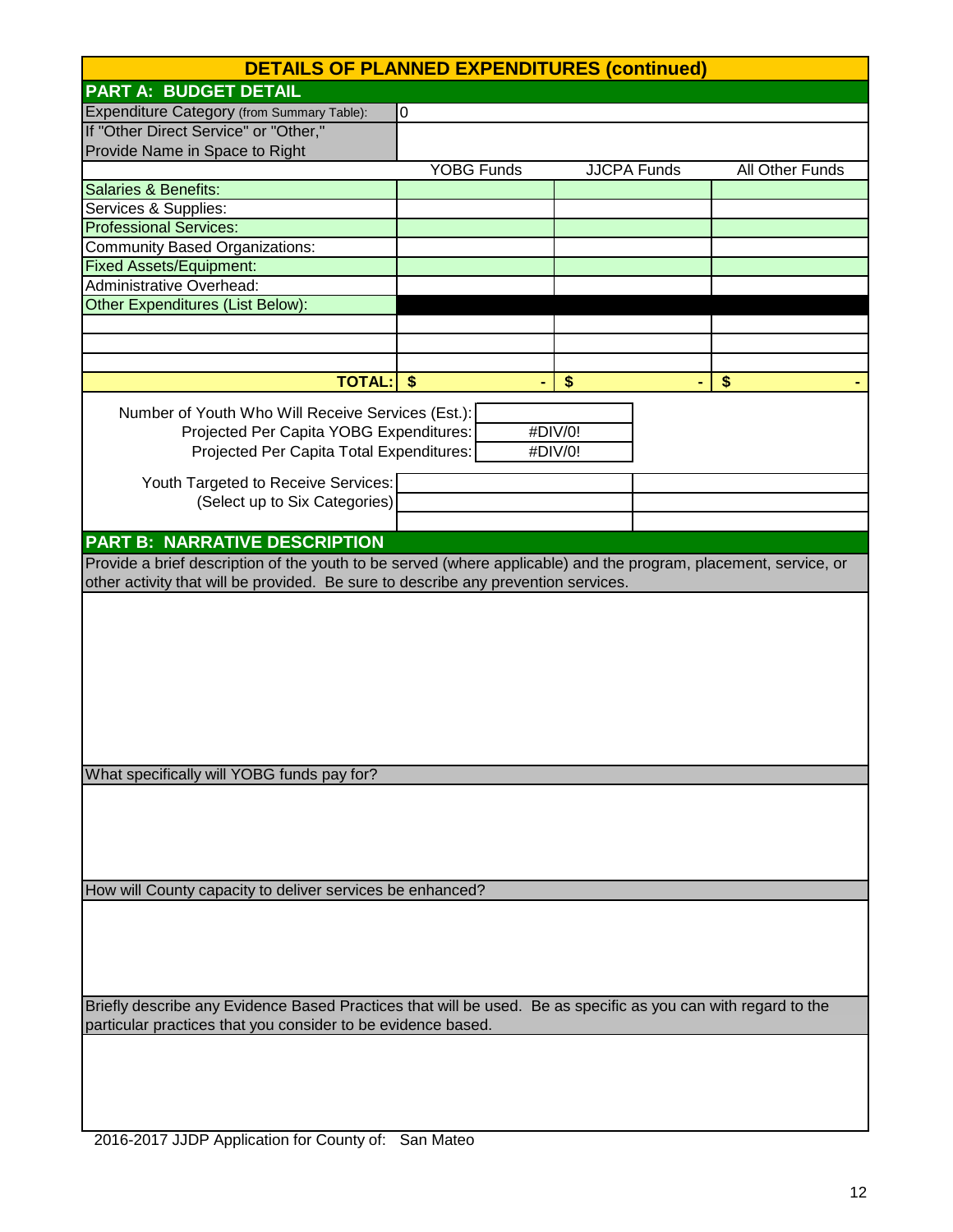## DETAILS OF PLANNED EXPENDITURES (continued)

### PART A: BUDGET DETAIL

| | | | |
|---|---|---|---|
| Expenditure Category (from Summary Table): | 0 | | |
| If "Other Direct Service" or "Other," Provide Name in Space to Right | | | |
| | YOBG Funds | JJCPA Funds | All Other Funds |
| Salaries & Benefits: | | | |
| Services & Supplies: | | | |
| Professional Services: | | | |
| Community Based Organizations: | | | |
| Fixed Assets/Equipment: | | | |
| Administrative Overhead: | | | |
| Other Expenditures (List Below): | | | |
| | | | |
| | | | |
| | | | |
| TOTAL: | $ - | $ - | $ - |

| | |
|---|---|
| Number of Youth Who Will Receive Services (Est.): | |
| Projected Per Capita YOBG Expenditures: | #DIV/0! |
| Projected Per Capita Total Expenditures: | #DIV/0! |

| | | |
|---|---|---|
| Youth Targeted to Receive Services: (Select up to Six Categories) | | |
| | | |
| | | |

### PART B: NARRATIVE DESCRIPTION

Provide a brief description of the youth to be served (where applicable) and the program, placement, service, or other activity that will be provided. Be sure to describe any prevention services.

What specifically will YOBG funds pay for?

How will County capacity to deliver services be enhanced?

Briefly describe any Evidence Based Practices that will be used. Be as specific as you can with regard to the particular practices that you consider to be evidence based.

2016-2017 JJDP Application for County of: San Mateo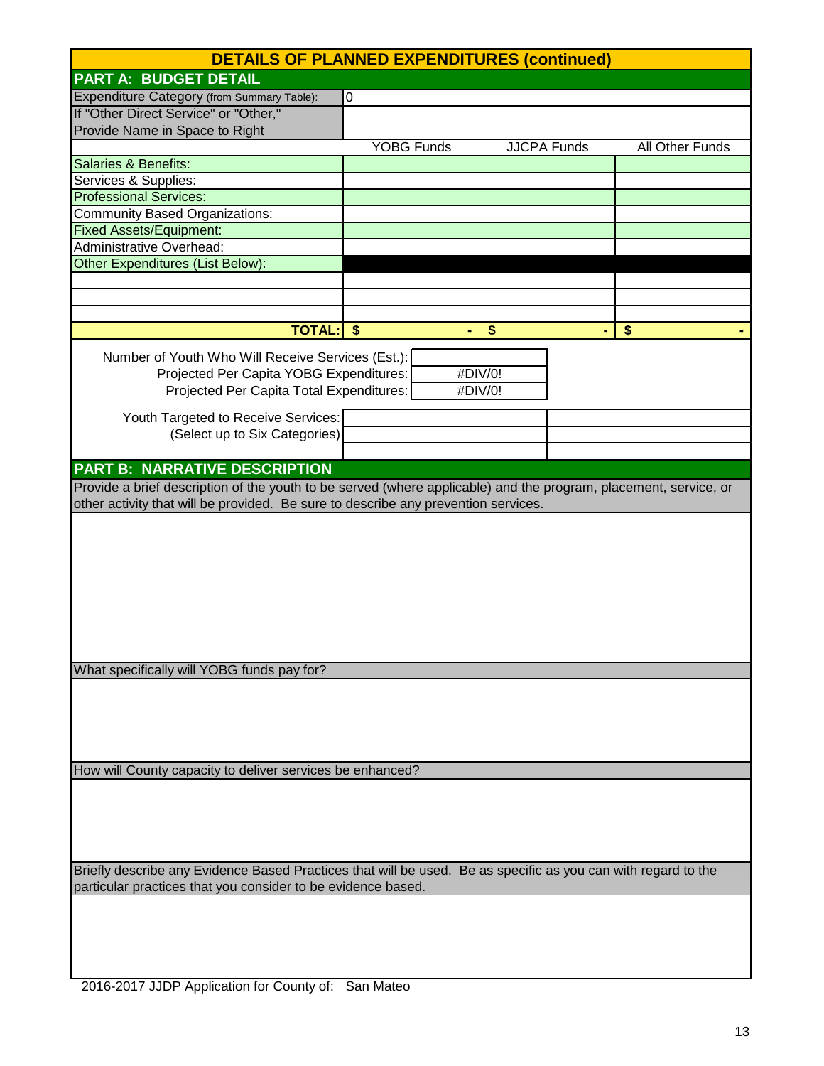## DETAILS OF PLANNED EXPENDITURES (continued)

### PART A: BUDGET DETAIL

| Expenditure Category (from Summary Table): | 0 | | |
|---|---|---|---|
| If "Other Direct Service" or "Other," Provide Name in Space to Right | | | |
| | YOBG Funds | JJCPA Funds | All Other Funds |
| Salaries & Benefits: | | | |
| Services & Supplies: | | | |
| Professional Services: | | | |
| Community Based Organizations: | | | |
| Fixed Assets/Equipment: | | | |
| Administrative Overhead: | | | |
| Other Expenditures (List Below): | | | |
| | | | |
| | | | |
| | | | |
| TOTAL: | $ - | $ - | $ - |

| | |
|---|---|
| Number of Youth Who Will Receive Services (Est.): | |
| Projected Per Capita YOBG Expenditures: | #DIV/0! |
| Projected Per Capita Total Expenditures: | #DIV/0! |

| Youth Targeted to Receive Services: (Select up to Six Categories) | | |
|---|---|---|
| | | |
| | | |
| | | |

### PART B: NARRATIVE DESCRIPTION

Provide a brief description of the youth to be served (where applicable) and the program, placement, service, or other activity that will be provided. Be sure to describe any prevention services.

What specifically will YOBG funds pay for?

How will County capacity to deliver services be enhanced?

Briefly describe any Evidence Based Practices that will be used. Be as specific as you can with regard to the particular practices that you consider to be evidence based.

2016-2017 JJDP Application for County of: San Mateo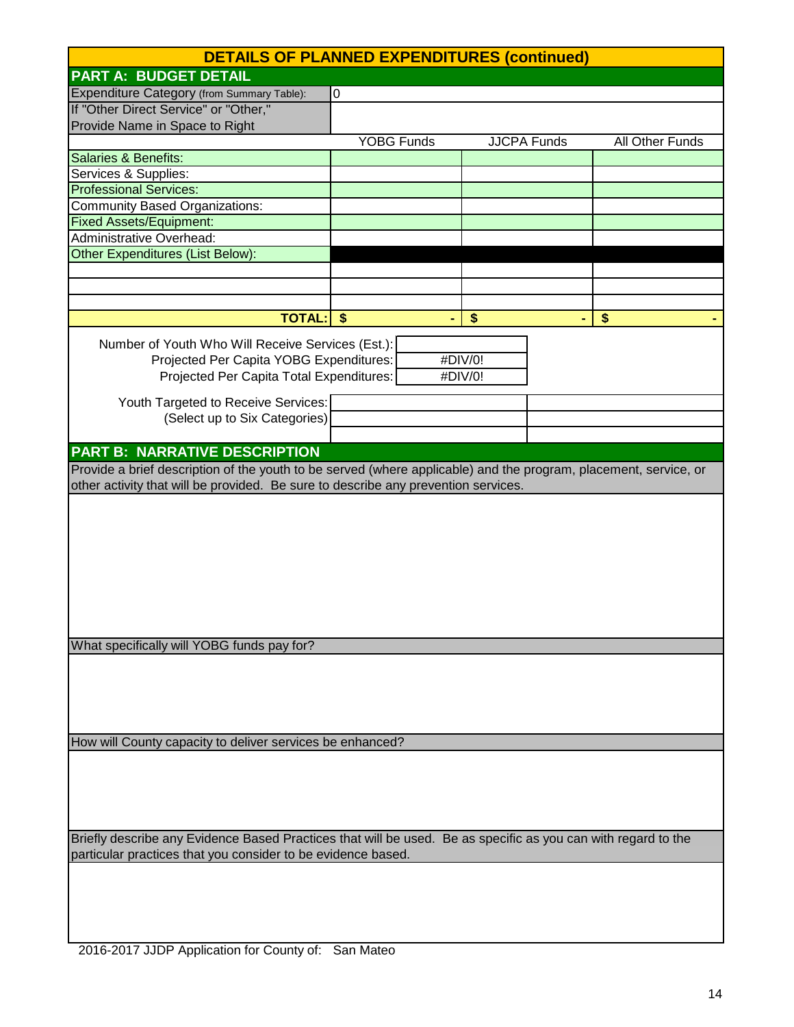## DETAILS OF PLANNED EXPENDITURES (continued)

### PART A: BUDGET DETAIL

| | | | |
|---|---|---|---|
| Expenditure Category (from Summary Table): | 0 | | |
| If "Other Direct Service" or "Other," Provide Name in Space to Right | | | |
| | YOBG Funds | JJCPA Funds | All Other Funds |
| Salaries & Benefits: | | | |
| Services & Supplies: | | | |
| Professional Services: | | | |
| Community Based Organizations: | | | |
| Fixed Assets/Equipment: | | | |
| Administrative Overhead: | | | |
| Other Expenditures (List Below): | | | |
| | | | |
| | | | |
| | | | |
| TOTAL: | $ - | $ - | $ - |

| | |
|---|---|
| Number of Youth Who Will Receive Services (Est.): | |
| Projected Per Capita YOBG Expenditures: | #DIV/0! |
| Projected Per Capita Total Expenditures: | #DIV/0! |

| | | |
|---|---|---|
| Youth Targeted to Receive Services: (Select up to Six Categories) | | |
| | | |
| | | |

### PART B: NARRATIVE DESCRIPTION

Provide a brief description of the youth to be served (where applicable) and the program, placement, service, or other activity that will be provided. Be sure to describe any prevention services.

What specifically will YOBG funds pay for?

How will County capacity to deliver services be enhanced?

Briefly describe any Evidence Based Practices that will be used. Be as specific as you can with regard to the particular practices that you consider to be evidence based.

2016-2017 JJDP Application for County of: San Mateo